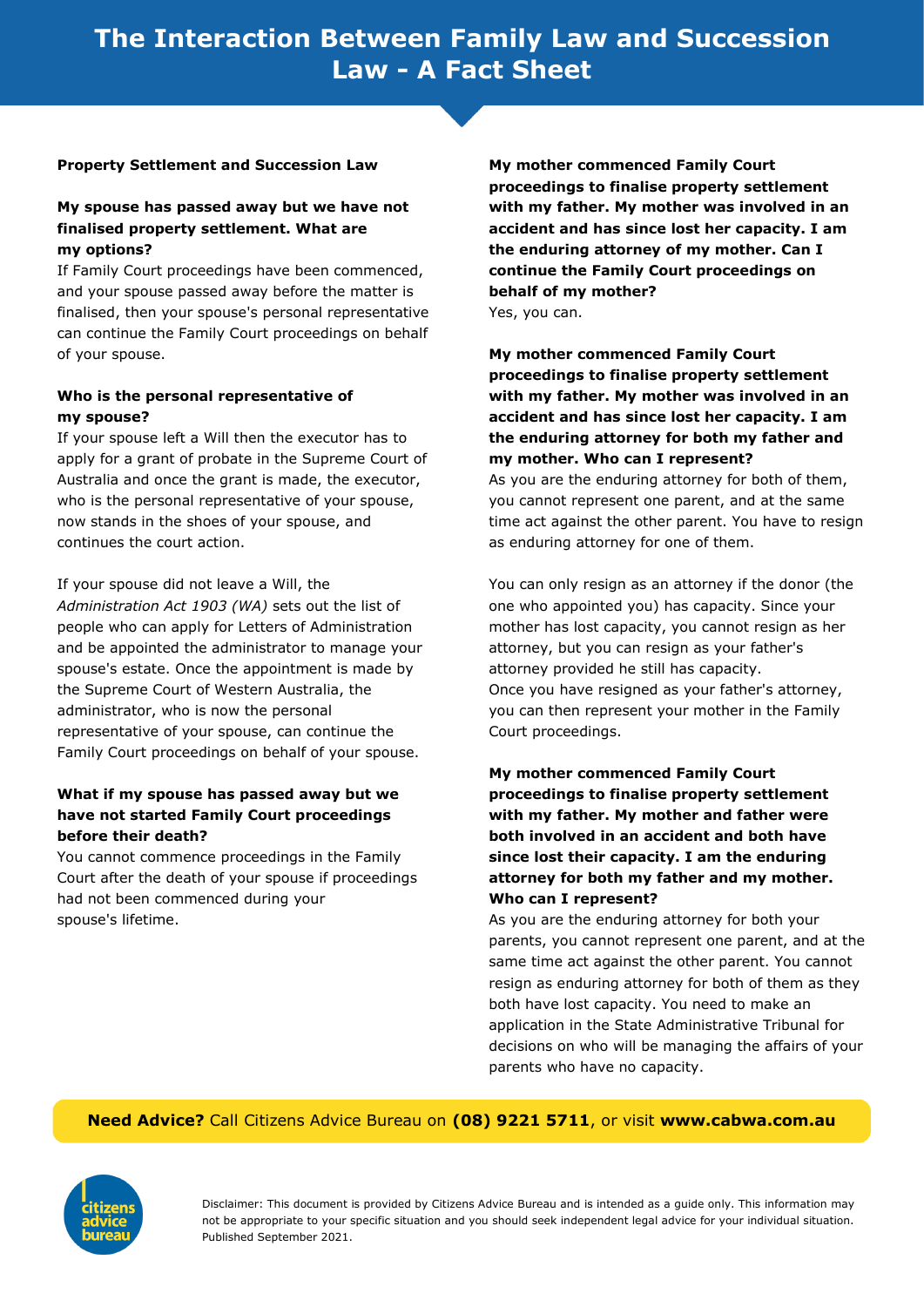# The Interaction Between Family Law and Succession Law - A Fact Sheet

## Property Settlement and Succession Law

### My spouse has passed away but we have not finalised property settlement. What are my options?

If Family Court proceedings have been commenced, and your spouse passed away before the matter is finalised, then your spouse's personal representative can continue the Family Court proceedings on behalf of your spouse.

### Who is the personal representative of my spouse?

If your spouse left a Will then the executor has to apply for a grant of probate in the Supreme Court of Australia and once the grant is made, the executor, who is the personal representative of your spouse, now stands in the shoes of your spouse, and continues the court action.

If your spouse did not leave a Will, the *Administration Act 1903 (WA)* sets out the list of people who can apply for Letters of Administration and be appointed the administrator to manage your spouse's estate. Once the appointment is made by the Supreme Court of Western Australia, the administrator, who is now the personal representative of your spouse, can continue the Family Court proceedings on behalf of your spouse.

### What if my spouse has passed away but we have not started Family Court proceedings before their death?

You cannot commence proceedings in the Family Court after the death of your spouse if proceedings had not been commenced during your spouse's lifetime.

### My mother commenced Family Court proceedings to finalise property settlement with my father. My mother was involved in an accident and has since lost her capacity. I am the enduring attorney of my mother. Can I continue the Family Court proceedings on behalf of my mother?

Yes, you can.

### My mother commenced Family Court proceedings to finalise property settlement with my father. My mother was involved in an accident and has since lost her capacity. I am the enduring attorney for both my father and my mother. Who can I represent?

As you are the enduring attorney for both of them, you cannot represent one parent, and at the same time act against the other parent. You have to resign as enduring attorney for one of them.

You can only resign as an attorney if the donor (the one who appointed you) has capacity. Since your mother has lost capacity, you cannot resign as her attorney, but you can resign as your father's attorney provided he still has capacity.
Once you have resigned as your father's attorney, you can then represent your mother in the Family Court proceedings.

### My mother commenced Family Court proceedings to finalise property settlement with my father. My mother and father were both involved in an accident and both have since lost their capacity. I am the enduring attorney for both my father and my mother. Who can I represent?

As you are the enduring attorney for both your parents, you cannot represent one parent, and at the same time act against the other parent. You cannot resign as enduring attorney for both of them as they both have lost capacity. You need to make an application in the State Administrative Tribunal for decisions on who will be managing the affairs of your parents who have no capacity.

**Need Advice?** Call Citizens Advice Bureau on **(08) 9221 5711**, or visit **www.cabwa.com.au**

Disclaimer: This document is provided by Citizens Advice Bureau and is intended as a guide only. This information may not be appropriate to your specific situation and you should seek independent legal advice for your individual situation. Published September 2021.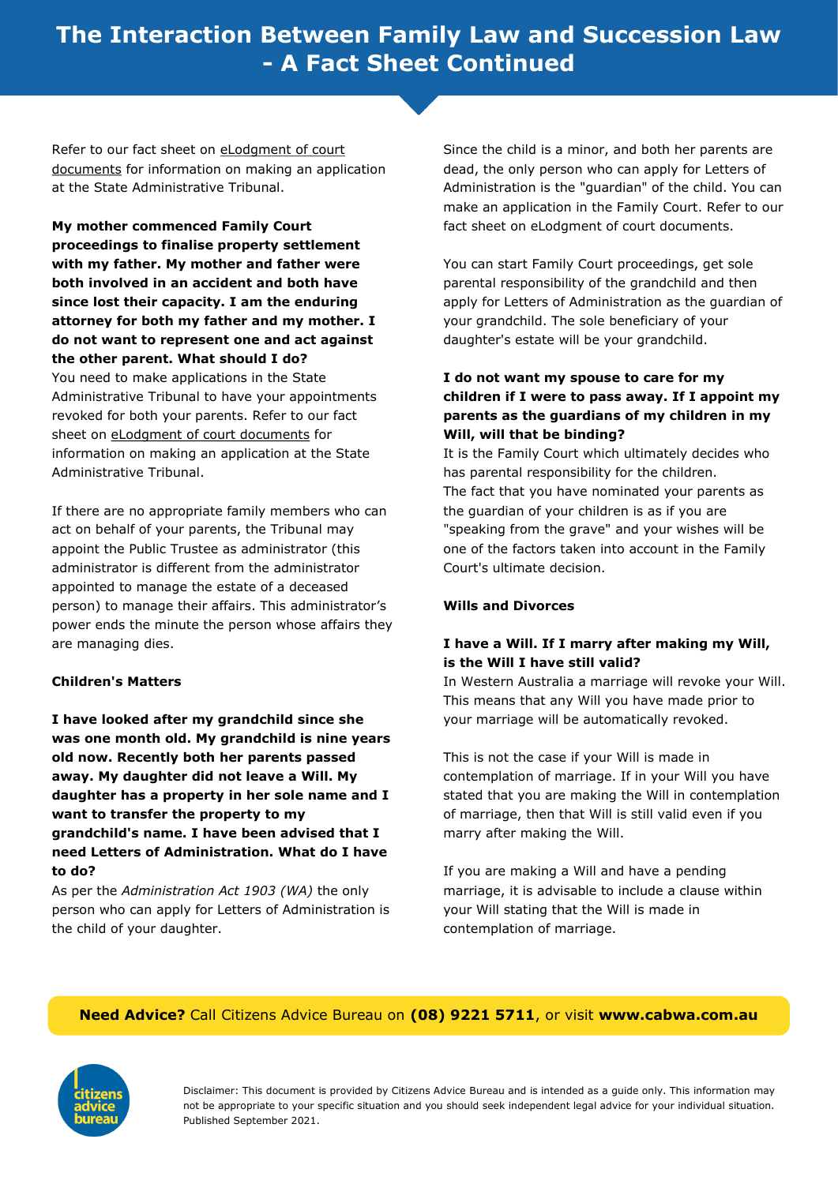Refer to our fact sheet on eLodgment of court documents for information on making an application at the State Administrative Tribunal.

**My mother commenced Family Court proceedings to finalise property settlement with my father. My mother and father were both involved in an accident and both have since lost their capacity. I am the enduring attorney for both my father and my mother. I do not want to represent one and act against the other parent. What should I do?**

You need to make applications in the State Administrative Tribunal to have your appointments revoked for both your parents. Refer to our fact sheet on eLodgment of court documents for information on making an application at the State Administrative Tribunal.

If there are no appropriate family members who can act on behalf of your parents, the Tribunal may appoint the Public Trustee as administrator (this administrator is different from the administrator appointed to manage the estate of a deceased person) to manage their affairs. This administrator's power ends the minute the person whose affairs they are managing dies.

**Children's Matters**

**I have looked after my grandchild since she was one month old. My grandchild is nine years old now. Recently both her parents passed away. My daughter did not leave a Will. My daughter has a property in her sole name and I want to transfer the property to my grandchild's name. I have been advised that I need Letters of Administration. What do I have to do?**

As per the *Administration Act 1903 (WA)* the only person who can apply for Letters of Administration is the child of your daughter.

Since the child is a minor, and both her parents are dead, the only person who can apply for Letters of Administration is the "guardian" of the child. You can make an application in the Family Court. Refer to our fact sheet on eLodgment of court documents.

You can start Family Court proceedings, get sole parental responsibility of the grandchild and then apply for Letters of Administration as the guardian of your grandchild. The sole beneficiary of your daughter's estate will be your grandchild.

**I do not want my spouse to care for my children if I were to pass away. If I appoint my parents as the guardians of my children in my Will, will that be binding?**

It is the Family Court which ultimately decides who has parental responsibility for the children.
The fact that you have nominated your parents as the guardian of your children is as if you are "speaking from the grave" and your wishes will be one of the factors taken into account in the Family Court's ultimate decision.

**Wills and Divorces**

**I have a Will. If I marry after making my Will, is the Will I have still valid?**

In Western Australia a marriage will revoke your Will. This means that any Will you have made prior to your marriage will be automatically revoked.

This is not the case if your Will is made in contemplation of marriage. If in your Will you have stated that you are making the Will in contemplation of marriage, then that Will is still valid even if you marry after making the Will.

If you are making a Will and have a pending marriage, it is advisable to include a clause within your Will stating that the Will is made in contemplation of marriage.

**Need Advice?** Call Citizens Advice Bureau on **(08) 9221 5711**, or visit **www.cabwa.com.au**

Disclaimer: This document is provided by Citizens Advice Bureau and is intended as a guide only. This information may not be appropriate to your specific situation and you should seek independent legal advice for your individual situation. Published September 2021.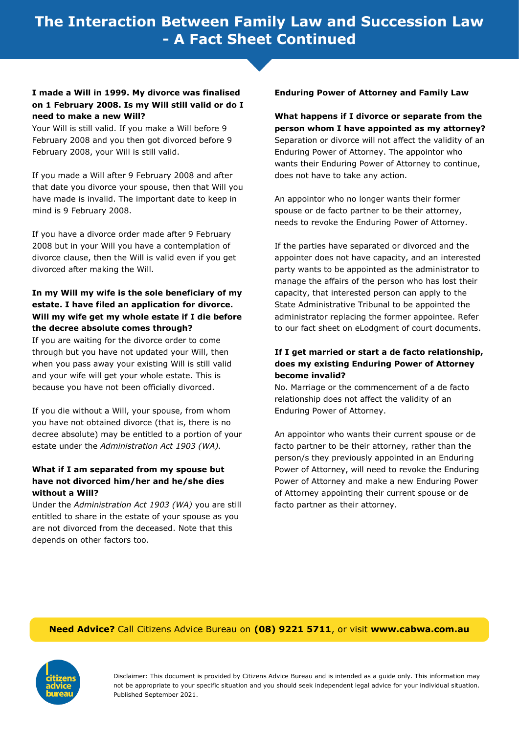**I made a Will in 1999. My divorce was finalised on 1 February 2008. Is my Will still valid or do I need to make a new Will?**

Your Will is still valid. If you make a Will before 9 February 2008 and you then got divorced before 9 February 2008, your Will is still valid.

If you made a Will after 9 February 2008 and after that date you divorce your spouse, then that Will you have made is invalid. The important date to keep in mind is 9 February 2008.

If you have a divorce order made after 9 February 2008 but in your Will you have a contemplation of divorce clause, then the Will is valid even if you get divorced after making the Will.

**In my Will my wife is the sole beneficiary of my estate. I have filed an application for divorce. Will my wife get my whole estate if I die before the decree absolute comes through?**

If you are waiting for the divorce order to come through but you have not updated your Will, then when you pass away your existing Will is still valid and your wife will get your whole estate. This is because you have not been officially divorced.

If you die without a Will, your spouse, from whom you have not obtained divorce (that is, there is no decree absolute) may be entitled to a portion of your estate under the *Administration Act 1903 (WA).*

**What if I am separated from my spouse but have not divorced him/her and he/she dies without a Will?**

Under the *Administration Act 1903 (WA)* you are still entitled to share in the estate of your spouse as you are not divorced from the deceased. Note that this depends on other factors too.

**Enduring Power of Attorney and Family Law**

**What happens if I divorce or separate from the person whom I have appointed as my attorney?**

Separation or divorce will not affect the validity of an Enduring Power of Attorney. The appointor who wants their Enduring Power of Attorney to continue, does not have to take any action.

An appointor who no longer wants their former spouse or de facto partner to be their attorney, needs to revoke the Enduring Power of Attorney.

If the parties have separated or divorced and the appointer does not have capacity, and an interested party wants to be appointed as the administrator to manage the affairs of the person who has lost their capacity, that interested person can apply to the State Administrative Tribunal to be appointed the administrator replacing the former appointee. Refer to our fact sheet on eLodgment of court documents.

**If I get married or start a de facto relationship, does my existing Enduring Power of Attorney become invalid?**

No. Marriage or the commencement of a de facto relationship does not affect the validity of an Enduring Power of Attorney.

An appointor who wants their current spouse or de facto partner to be their attorney, rather than the person/s they previously appointed in an Enduring Power of Attorney, will need to revoke the Enduring Power of Attorney and make a new Enduring Power of Attorney appointing their current spouse or de facto partner as their attorney.

**Need Advice?** Call Citizens Advice Bureau on **(08) 9221 5711**, or visit **www.cabwa.com.au**

Disclaimer: This document is provided by Citizens Advice Bureau and is intended as a guide only. This information may not be appropriate to your specific situation and you should seek independent legal advice for your individual situation. Published September 2021.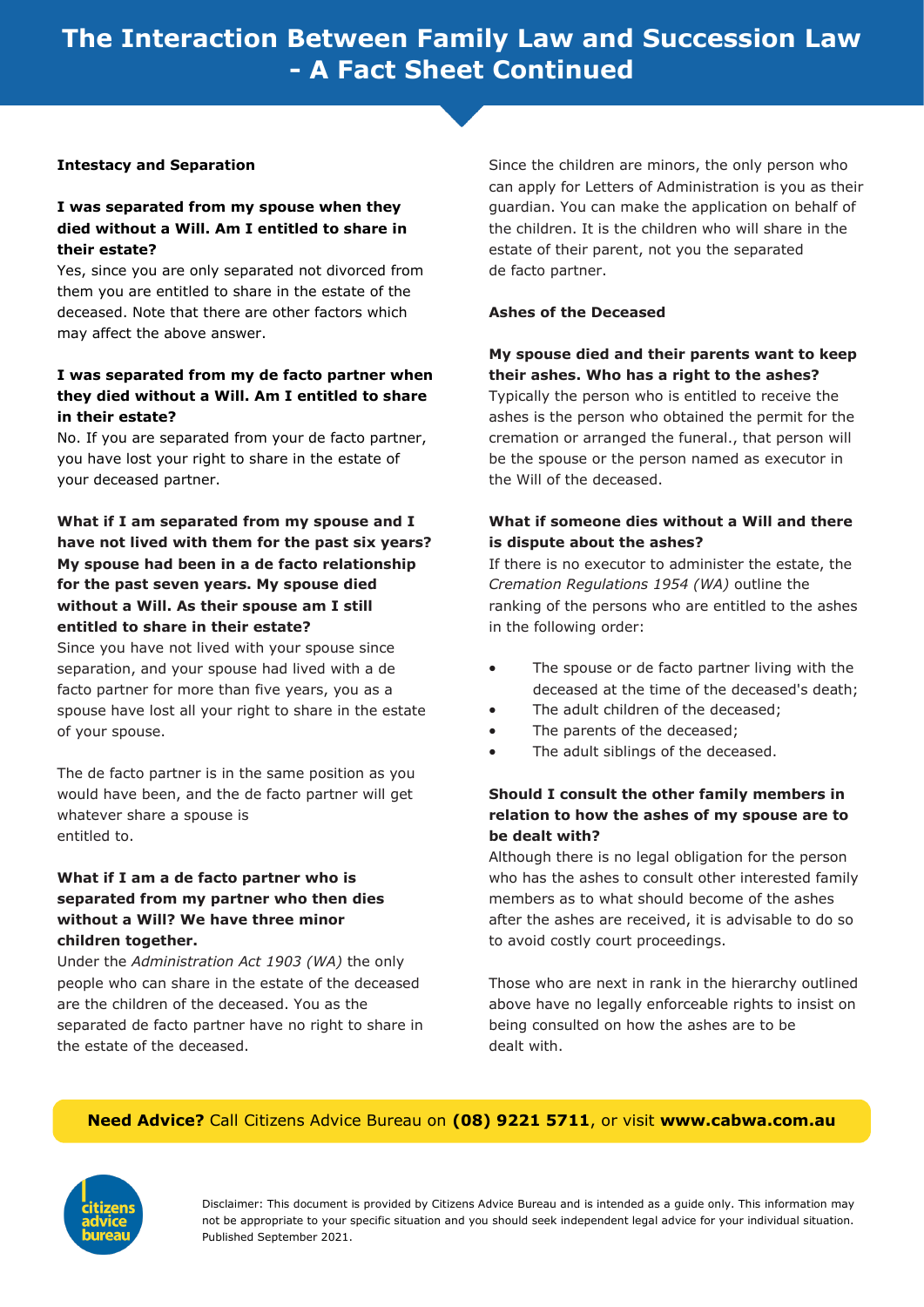# The Interaction Between Family Law and Succession Law - A Fact Sheet Continued

## Intestacy and Separation

**I was separated from my spouse when they died without a Will. Am I entitled to share in their estate?**

Yes, since you are only separated not divorced from them you are entitled to share in the estate of the deceased. Note that there are other factors which may affect the above answer.

**I was separated from my de facto partner when they died without a Will. Am I entitled to share in their estate?**

No. If you are separated from your de facto partner, you have lost your right to share in the estate of your deceased partner.

**What if I am separated from my spouse and I have not lived with them for the past six years? My spouse had been in a de facto relationship for the past seven years. My spouse died without a Will. As their spouse am I still entitled to share in their estate?**

Since you have not lived with your spouse since separation, and your spouse had lived with a de facto partner for more than five years, you as a spouse have lost all your right to share in the estate of your spouse.

The de facto partner is in the same position as you would have been, and the de facto partner will get whatever share a spouse is entitled to.

**What if I am a de facto partner who is separated from my partner who then dies without a Will? We have three minor children together.**

Under the *Administration Act 1903 (WA)* the only people who can share in the estate of the deceased are the children of the deceased. You as the separated de facto partner have no right to share in the estate of the deceased.

Since the children are minors, the only person who can apply for Letters of Administration is you as their guardian. You can make the application on behalf of the children. It is the children who will share in the estate of their parent, not you the separated de facto partner.

## Ashes of the Deceased

**My spouse died and their parents want to keep their ashes. Who has a right to the ashes?**

Typically the person who is entitled to receive the ashes is the person who obtained the permit for the cremation or arranged the funeral., that person will be the spouse or the person named as executor in the Will of the deceased.

**What if someone dies without a Will and there is dispute about the ashes?**

If there is no executor to administer the estate, the *Cremation Regulations 1954 (WA)* outline the ranking of the persons who are entitled to the ashes in the following order:

- The spouse or de facto partner living with the deceased at the time of the deceased's death;
- The adult children of the deceased;
- The parents of the deceased;
- The adult siblings of the deceased.

**Should I consult the other family members in relation to how the ashes of my spouse are to be dealt with?**

Although there is no legal obligation for the person who has the ashes to consult other interested family members as to what should become of the ashes after the ashes are received, it is advisable to do so to avoid costly court proceedings.

Those who are next in rank in the hierarchy outlined above have no legally enforceable rights to insist on being consulted on how the ashes are to be dealt with.

**Need Advice?** Call Citizens Advice Bureau on **(08) 9221 5711**, or visit **www.cabwa.com.au**

citizens advice bureau

Disclaimer: This document is provided by Citizens Advice Bureau and is intended as a guide only. This information may not be appropriate to your specific situation and you should seek independent legal advice for your individual situation. Published September 2021.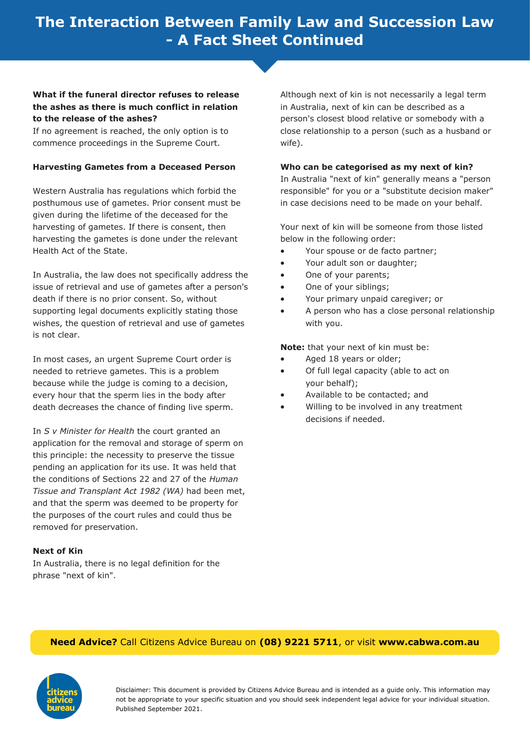# The Interaction Between Family Law and Succession Law - A Fact Sheet Continued

**What if the funeral director refuses to release the ashes as there is much conflict in relation to the release of the ashes?**

If no agreement is reached, the only option is to commence proceedings in the Supreme Court.

**Harvesting Gametes from a Deceased Person**

Western Australia has regulations which forbid the posthumous use of gametes. Prior consent must be given during the lifetime of the deceased for the harvesting of gametes. If there is consent, then harvesting the gametes is done under the relevant Health Act of the State.

In Australia, the law does not specifically address the issue of retrieval and use of gametes after a person's death if there is no prior consent. So, without supporting legal documents explicitly stating those wishes, the question of retrieval and use of gametes is not clear.

In most cases, an urgent Supreme Court order is needed to retrieve gametes. This is a problem because while the judge is coming to a decision, every hour that the sperm lies in the body after death decreases the chance of finding live sperm.

In *S v Minister for Health* the court granted an application for the removal and storage of sperm on this principle: the necessity to preserve the tissue pending an application for its use. It was held that the conditions of Sections 22 and 27 of the *Human Tissue and Transplant Act 1982 (WA)* had been met, and that the sperm was deemed to be property for the purposes of the court rules and could thus be removed for preservation.

**Next of Kin**

In Australia, there is no legal definition for the phrase "next of kin".

Although next of kin is not necessarily a legal term in Australia, next of kin can be described as a person's closest blood relative or somebody with a close relationship to a person (such as a husband or wife).

**Who can be categorised as my next of kin?**

In Australia "next of kin" generally means a "person responsible" for you or a "substitute decision maker" in case decisions need to be made on your behalf.

Your next of kin will be someone from those listed below in the following order:

- Your spouse or de facto partner;
- Your adult son or daughter;
- One of your parents;
- One of your siblings;
- Your primary unpaid caregiver; or
- A person who has a close personal relationship with you.

**Note:** that your next of kin must be:

- Aged 18 years or older;
- Of full legal capacity (able to act on your behalf);
- Available to be contacted; and
- Willing to be involved in any treatment decisions if needed.

**Need Advice?** Call Citizens Advice Bureau on **(08) 9221 5711**, or visit **www.cabwa.com.au**

Disclaimer: This document is provided by Citizens Advice Bureau and is intended as a guide only. This information may not be appropriate to your specific situation and you should seek independent legal advice for your individual situation. Published September 2021.